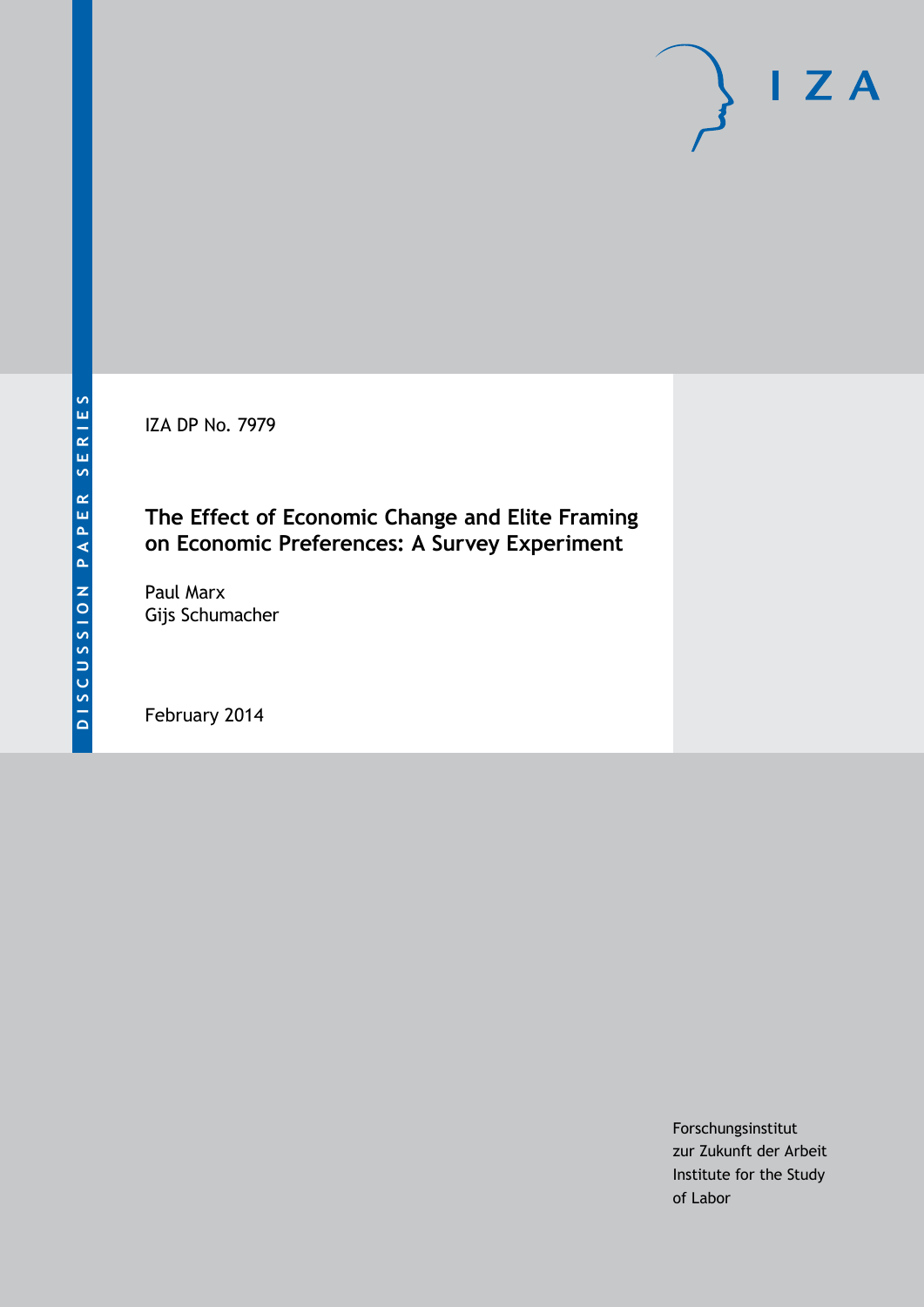IZA DP No. 7979

# The Effect of Economic Change and Elite Framing on Economic Preferences: A Survey Experiment

Paul Marx
Gijs Schumacher

February 2014

Forschungsinstitut
zur Zukunft der Arbeit
Institute for the Study
of Labor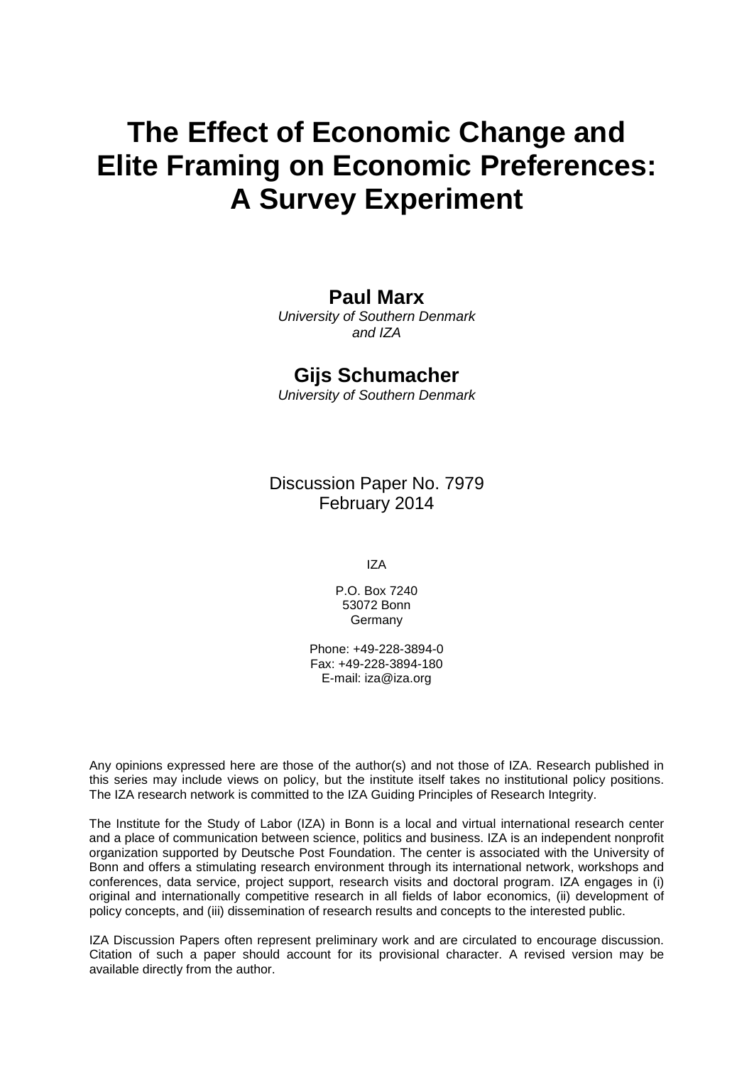# The Effect of Economic Change and Elite Framing on Economic Preferences: A Survey Experiment

**Paul Marx**

*University of Southern Denmark and IZA*

**Gijs Schumacher**

*University of Southern Denmark*

Discussion Paper No. 7979
February 2014

IZA

P.O. Box 7240
53072 Bonn
Germany

Phone: +49-228-3894-0
Fax: +49-228-3894-180
E-mail: iza@iza.org

Any opinions expressed here are those of the author(s) and not those of IZA. Research published in this series may include views on policy, but the institute itself takes no institutional policy positions. The IZA research network is committed to the IZA Guiding Principles of Research Integrity.

The Institute for the Study of Labor (IZA) in Bonn is a local and virtual international research center and a place of communication between science, politics and business. IZA is an independent nonprofit organization supported by Deutsche Post Foundation. The center is associated with the University of Bonn and offers a stimulating research environment through its international network, workshops and conferences, data service, project support, research visits and doctoral program. IZA engages in (i) original and internationally competitive research in all fields of labor economics, (ii) development of policy concepts, and (iii) dissemination of research results and concepts to the interested public.

IZA Discussion Papers often represent preliminary work and are circulated to encourage discussion. Citation of such a paper should account for its provisional character. A revised version may be available directly from the author.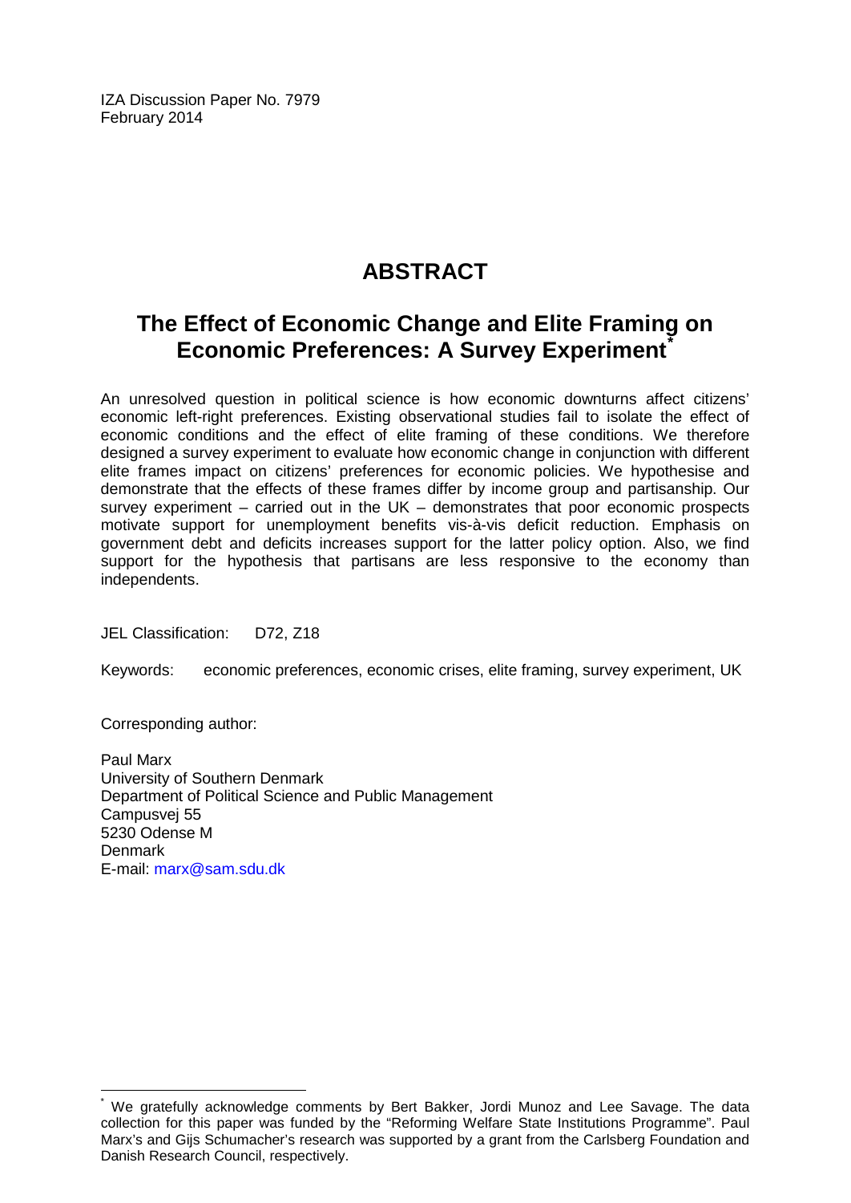IZA Discussion Paper No. 7979
February 2014

# ABSTRACT

## The Effect of Economic Change and Elite Framing on Economic Preferences: A Survey Experiment[*]

An unresolved question in political science is how economic downturns affect citizens' economic left-right preferences. Existing observational studies fail to isolate the effect of economic conditions and the effect of elite framing of these conditions. We therefore designed a survey experiment to evaluate how economic change in conjunction with different elite frames impact on citizens' preferences for economic policies. We hypothesise and demonstrate that the effects of these frames differ by income group and partisanship. Our survey experiment – carried out in the UK – demonstrates that poor economic prospects motivate support for unemployment benefits vis-à-vis deficit reduction. Emphasis on government debt and deficits increases support for the latter policy option. Also, we find support for the hypothesis that partisans are less responsive to the economy than independents.

JEL Classification: D72, Z18

Keywords: economic preferences, economic crises, elite framing, survey experiment, UK

Corresponding author:

Paul Marx
University of Southern Denmark
Department of Political Science and Public Management
Campusvej 55
5230 Odense M
Denmark
E-mail: marx@sam.sdu.dk

[*] We gratefully acknowledge comments by Bert Bakker, Jordi Munoz and Lee Savage. The data collection for this paper was funded by the "Reforming Welfare State Institutions Programme". Paul Marx's and Gijs Schumacher's research was supported by a grant from the Carlsberg Foundation and Danish Research Council, respectively.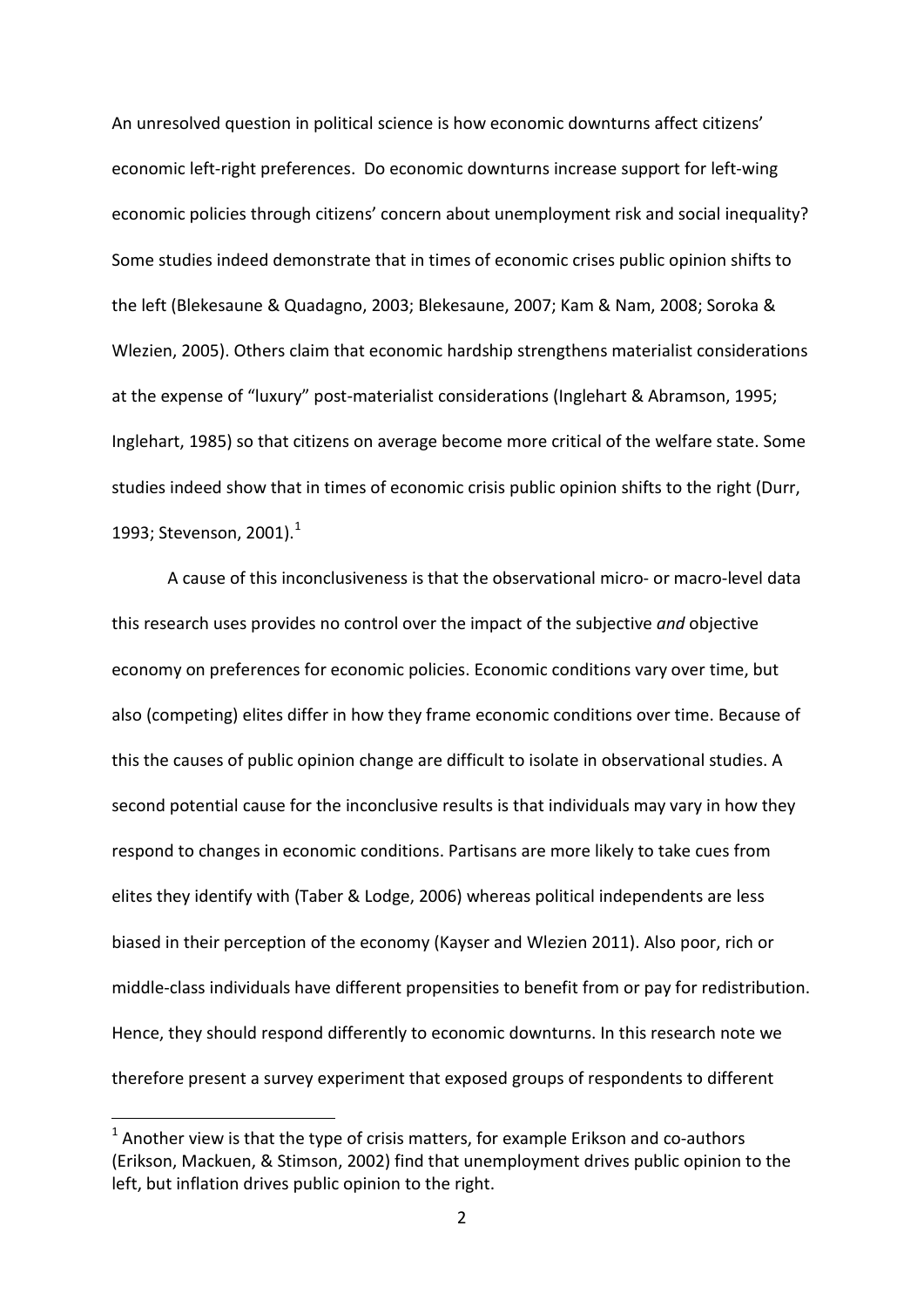An unresolved question in political science is how economic downturns affect citizens' economic left-right preferences. Do economic downturns increase support for left-wing economic policies through citizens' concern about unemployment risk and social inequality? Some studies indeed demonstrate that in times of economic crises public opinion shifts to the left (Blekesaune & Quadagno, 2003; Blekesaune, 2007; Kam & Nam, 2008; Soroka & Wlezien, 2005). Others claim that economic hardship strengthens materialist considerations at the expense of "luxury" post-materialist considerations (Inglehart & Abramson, 1995; Inglehart, 1985) so that citizens on average become more critical of the welfare state. Some studies indeed show that in times of economic crisis public opinion shifts to the right (Durr, 1993; Stevenson, 2001).[1]

A cause of this inconclusiveness is that the observational micro- or macro-level data this research uses provides no control over the impact of the subjective *and* objective economy on preferences for economic policies. Economic conditions vary over time, but also (competing) elites differ in how they frame economic conditions over time. Because of this the causes of public opinion change are difficult to isolate in observational studies. A second potential cause for the inconclusive results is that individuals may vary in how they respond to changes in economic conditions. Partisans are more likely to take cues from elites they identify with (Taber & Lodge, 2006) whereas political independents are less biased in their perception of the economy (Kayser and Wlezien 2011). Also poor, rich or middle-class individuals have different propensities to benefit from or pay for redistribution. Hence, they should respond differently to economic downturns. In this research note we therefore present a survey experiment that exposed groups of respondents to different

[1] Another view is that the type of crisis matters, for example Erikson and co-authors (Erikson, Mackuen, & Stimson, 2002) find that unemployment drives public opinion to the left, but inflation drives public opinion to the right.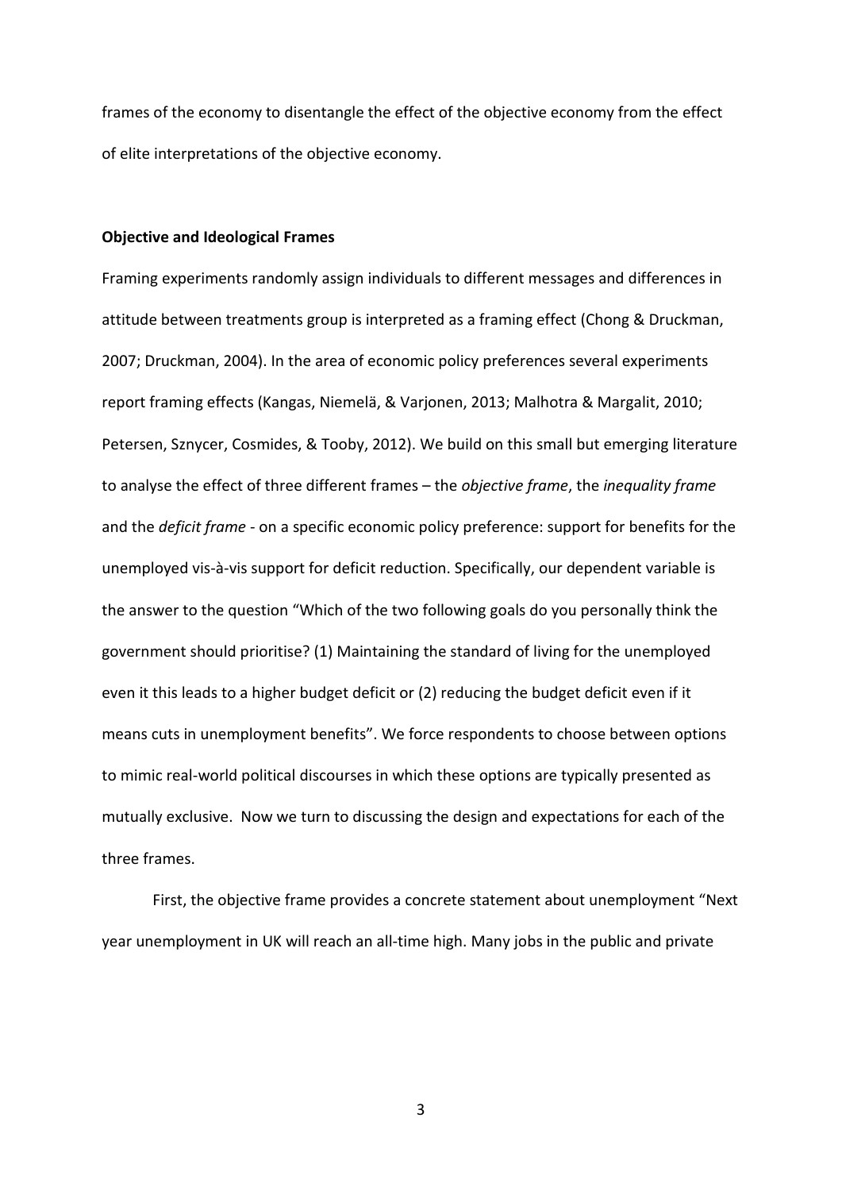frames of the economy to disentangle the effect of the objective economy from the effect of elite interpretations of the objective economy.

**Objective and Ideological Frames**

Framing experiments randomly assign individuals to different messages and differences in attitude between treatments group is interpreted as a framing effect (Chong & Druckman, 2007; Druckman, 2004). In the area of economic policy preferences several experiments report framing effects (Kangas, Niemelä, & Varjonen, 2013; Malhotra & Margalit, 2010; Petersen, Sznycer, Cosmides, & Tooby, 2012). We build on this small but emerging literature to analyse the effect of three different frames – the *objective frame*, the *inequality frame* and the *deficit frame* - on a specific economic policy preference: support for benefits for the unemployed vis-à-vis support for deficit reduction. Specifically, our dependent variable is the answer to the question "Which of the two following goals do you personally think the government should prioritise? (1) Maintaining the standard of living for the unemployed even it this leads to a higher budget deficit or (2) reducing the budget deficit even if it means cuts in unemployment benefits". We force respondents to choose between options to mimic real-world political discourses in which these options are typically presented as mutually exclusive. Now we turn to discussing the design and expectations for each of the three frames.

First, the objective frame provides a concrete statement about unemployment "Next year unemployment in UK will reach an all-time high. Many jobs in the public and private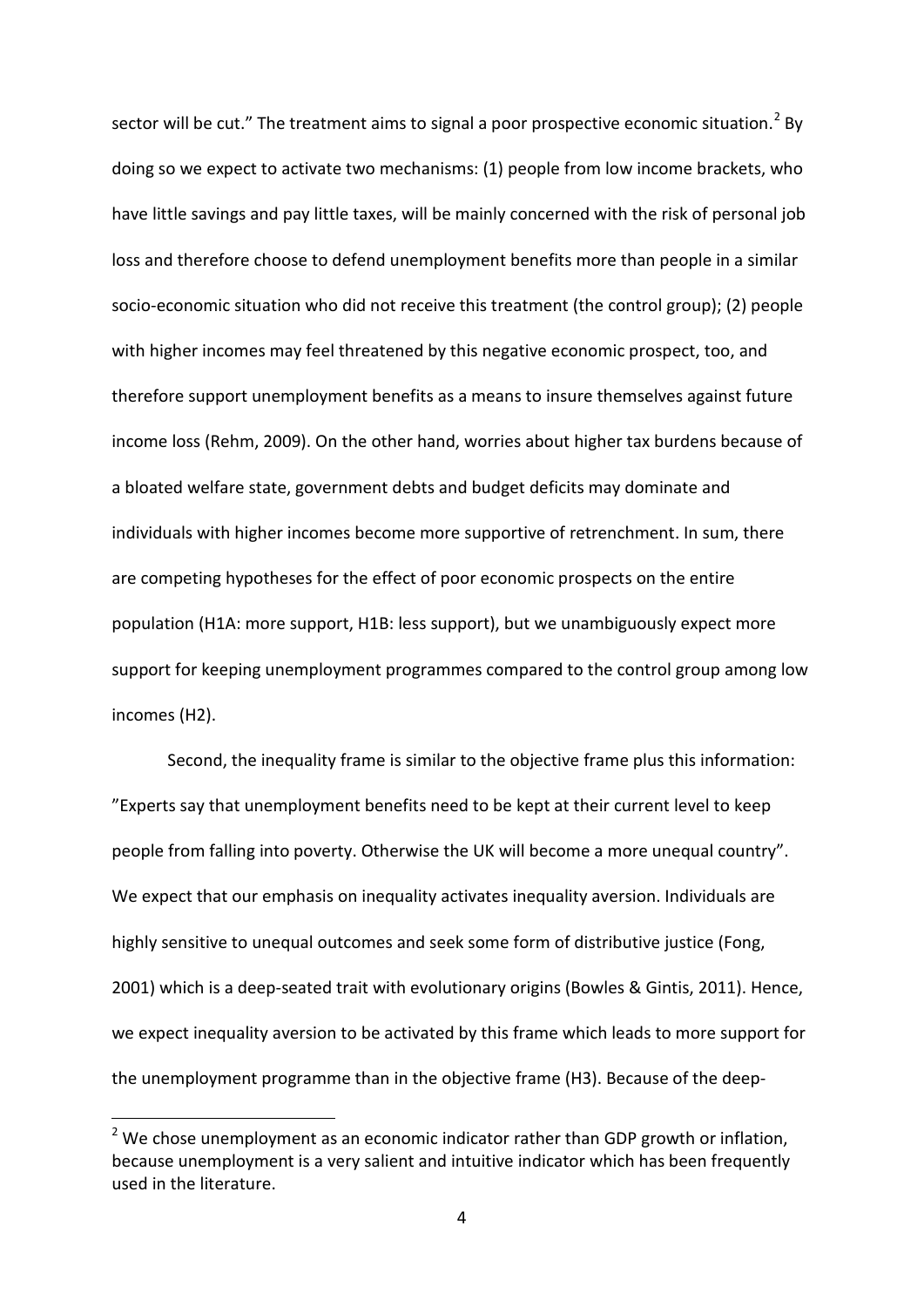sector will be cut." The treatment aims to signal a poor prospective economic situation.[2] By doing so we expect to activate two mechanisms: (1) people from low income brackets, who have little savings and pay little taxes, will be mainly concerned with the risk of personal job loss and therefore choose to defend unemployment benefits more than people in a similar socio-economic situation who did not receive this treatment (the control group); (2) people with higher incomes may feel threatened by this negative economic prospect, too, and therefore support unemployment benefits as a means to insure themselves against future income loss (Rehm, 2009). On the other hand, worries about higher tax burdens because of a bloated welfare state, government debts and budget deficits may dominate and individuals with higher incomes become more supportive of retrenchment. In sum, there are competing hypotheses for the effect of poor economic prospects on the entire population (H1A: more support, H1B: less support), but we unambiguously expect more support for keeping unemployment programmes compared to the control group among low incomes (H2).

Second, the inequality frame is similar to the objective frame plus this information: "Experts say that unemployment benefits need to be kept at their current level to keep people from falling into poverty. Otherwise the UK will become a more unequal country". We expect that our emphasis on inequality activates inequality aversion. Individuals are highly sensitive to unequal outcomes and seek some form of distributive justice (Fong, 2001) which is a deep-seated trait with evolutionary origins (Bowles & Gintis, 2011). Hence, we expect inequality aversion to be activated by this frame which leads to more support for the unemployment programme than in the objective frame (H3). Because of the deep-

[2] We chose unemployment as an economic indicator rather than GDP growth or inflation, because unemployment is a very salient and intuitive indicator which has been frequently used in the literature.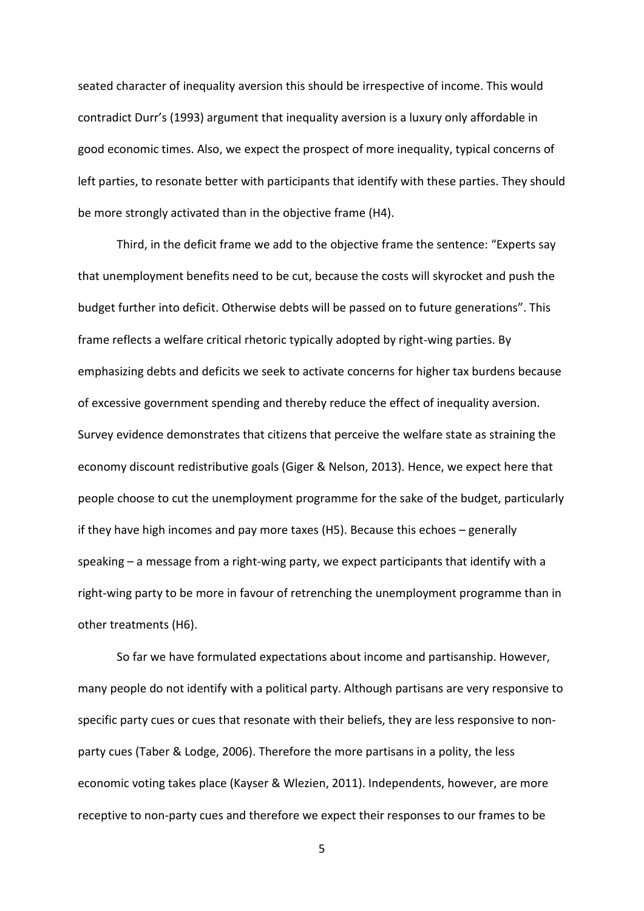seated character of inequality aversion this should be irrespective of income. This would contradict Durr's (1993) argument that inequality aversion is a luxury only affordable in good economic times. Also, we expect the prospect of more inequality, typical concerns of left parties, to resonate better with participants that identify with these parties. They should be more strongly activated than in the objective frame (H4).

Third, in the deficit frame we add to the objective frame the sentence: "Experts say that unemployment benefits need to be cut, because the costs will skyrocket and push the budget further into deficit. Otherwise debts will be passed on to future generations". This frame reflects a welfare critical rhetoric typically adopted by right-wing parties. By emphasizing debts and deficits we seek to activate concerns for higher tax burdens because of excessive government spending and thereby reduce the effect of inequality aversion. Survey evidence demonstrates that citizens that perceive the welfare state as straining the economy discount redistributive goals (Giger & Nelson, 2013). Hence, we expect here that people choose to cut the unemployment programme for the sake of the budget, particularly if they have high incomes and pay more taxes (H5). Because this echoes – generally speaking – a message from a right-wing party, we expect participants that identify with a right-wing party to be more in favour of retrenching the unemployment programme than in other treatments (H6).

So far we have formulated expectations about income and partisanship. However, many people do not identify with a political party. Although partisans are very responsive to specific party cues or cues that resonate with their beliefs, they are less responsive to non-party cues (Taber & Lodge, 2006). Therefore the more partisans in a polity, the less economic voting takes place (Kayser & Wlezien, 2011). Independents, however, are more receptive to non-party cues and therefore we expect their responses to our frames to be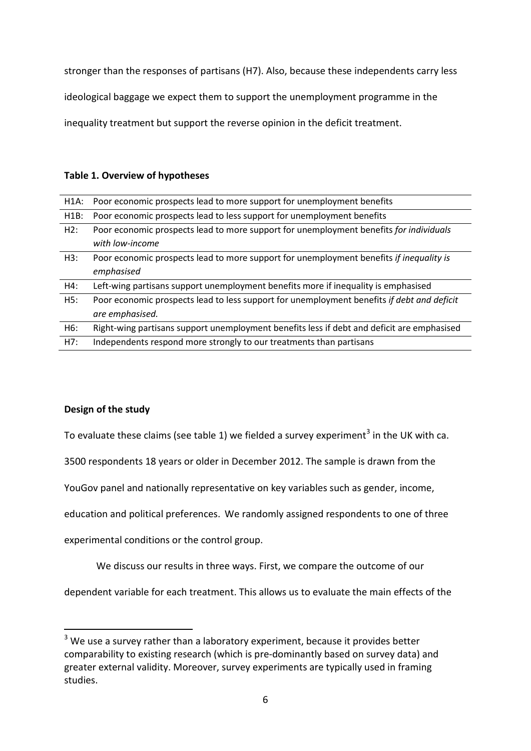stronger than the responses of partisans (H7). Also, because these independents carry less ideological baggage we expect them to support the unemployment programme in the inequality treatment but support the reverse opinion in the deficit treatment.

**Table 1. Overview of hypotheses**

| | |
|---|---|
| H1A: | Poor economic prospects lead to more support for unemployment benefits |
| H1B: | Poor economic prospects lead to less support for unemployment benefits |
| H2: | Poor economic prospects lead to more support for unemployment benefits *for individuals with low-income* |
| H3: | Poor economic prospects lead to more support for unemployment benefits *if inequality is emphasised* |
| H4: | Left-wing partisans support unemployment benefits more if inequality is emphasised |
| H5: | Poor economic prospects lead to less support for unemployment benefits *if debt and deficit are emphasised.* |
| H6: | Right-wing partisans support unemployment benefits less if debt and deficit are emphasised |
| H7: | Independents respond more strongly to our treatments than partisans |

**Design of the study**

To evaluate these claims (see table 1) we fielded a survey experiment[3] in the UK with ca. 3500 respondents 18 years or older in December 2012. The sample is drawn from the YouGov panel and nationally representative on key variables such as gender, income, education and political preferences. We randomly assigned respondents to one of three experimental conditions or the control group.

We discuss our results in three ways. First, we compare the outcome of our dependent variable for each treatment. This allows us to evaluate the main effects of the

[3] We use a survey rather than a laboratory experiment, because it provides better comparability to existing research (which is pre-dominantly based on survey data) and greater external validity. Moreover, survey experiments are typically used in framing studies.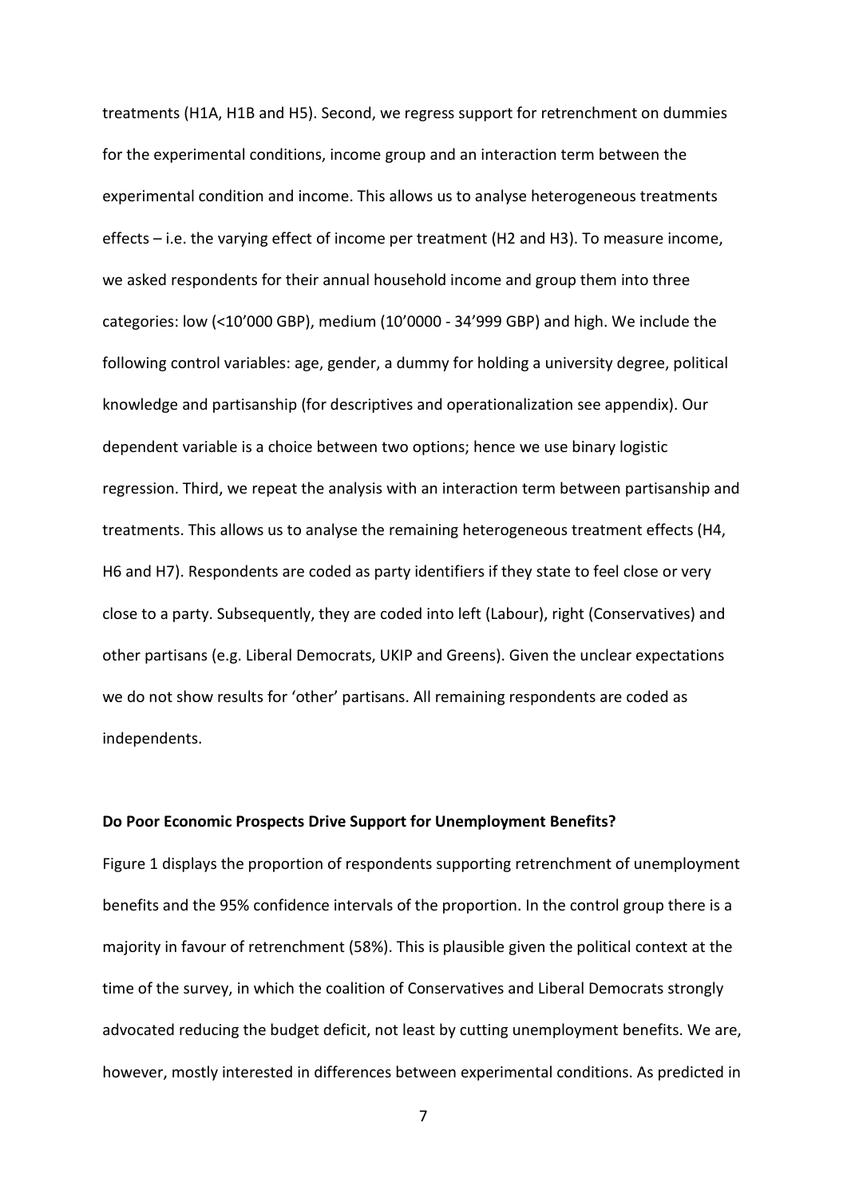treatments (H1A, H1B and H5). Second, we regress support for retrenchment on dummies for the experimental conditions, income group and an interaction term between the experimental condition and income. This allows us to analyse heterogeneous treatments effects – i.e. the varying effect of income per treatment (H2 and H3). To measure income, we asked respondents for their annual household income and group them into three categories: low (<10’000 GBP), medium (10’0000 - 34’999 GBP) and high. We include the following control variables: age, gender, a dummy for holding a university degree, political knowledge and partisanship (for descriptives and operationalization see appendix). Our dependent variable is a choice between two options; hence we use binary logistic regression. Third, we repeat the analysis with an interaction term between partisanship and treatments. This allows us to analyse the remaining heterogeneous treatment effects (H4, H6 and H7). Respondents are coded as party identifiers if they state to feel close or very close to a party. Subsequently, they are coded into left (Labour), right (Conservatives) and other partisans (e.g. Liberal Democrats, UKIP and Greens). Given the unclear expectations we do not show results for ‘other’ partisans. All remaining respondents are coded as independents.

**Do Poor Economic Prospects Drive Support for Unemployment Benefits?**

Figure 1 displays the proportion of respondents supporting retrenchment of unemployment benefits and the 95% confidence intervals of the proportion. In the control group there is a majority in favour of retrenchment (58%). This is plausible given the political context at the time of the survey, in which the coalition of Conservatives and Liberal Democrats strongly advocated reducing the budget deficit, not least by cutting unemployment benefits. We are, however, mostly interested in differences between experimental conditions. As predicted in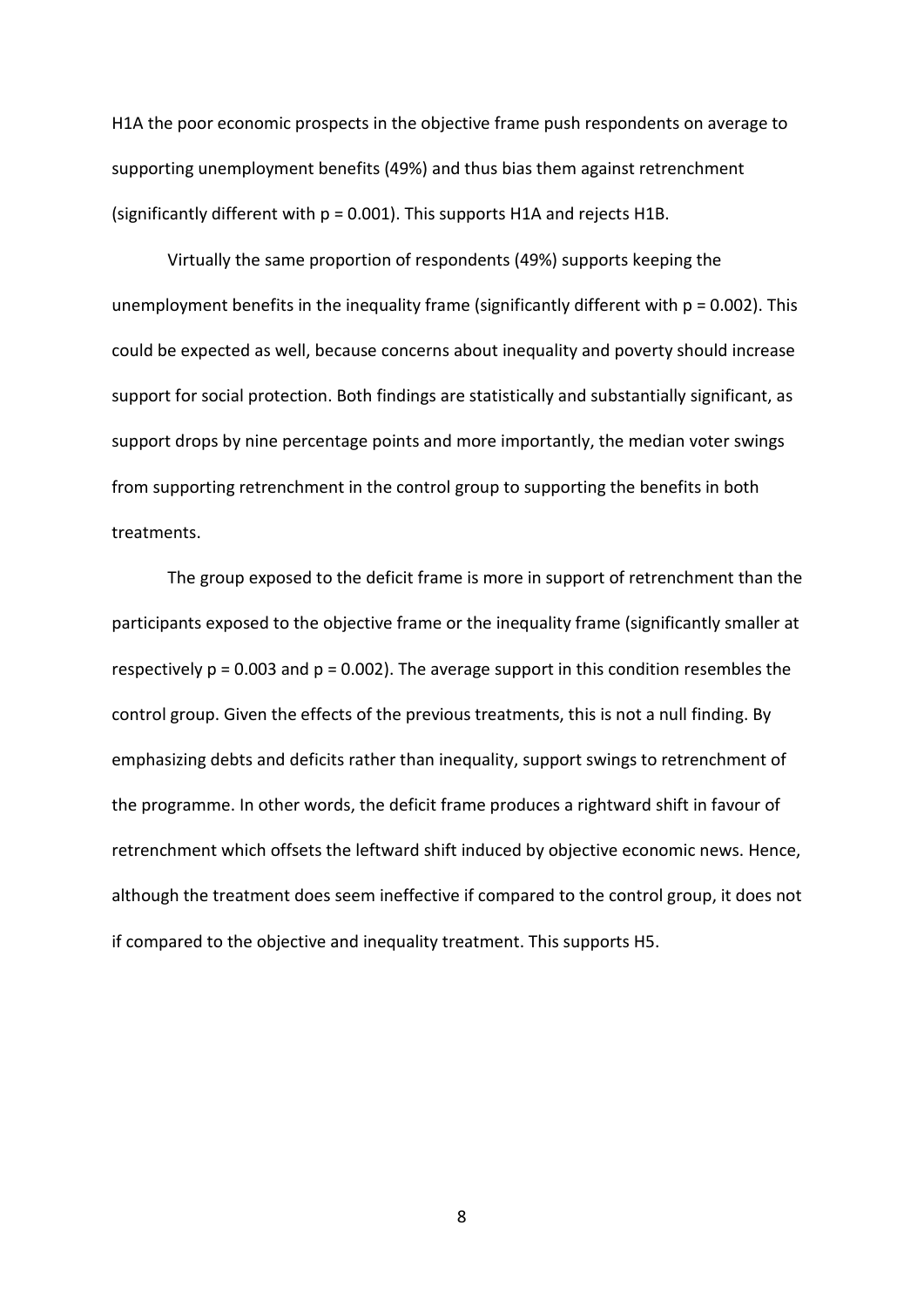H1A the poor economic prospects in the objective frame push respondents on average to supporting unemployment benefits (49%) and thus bias them against retrenchment (significantly different with $p = 0.001$). This supports H1A and rejects H1B.

Virtually the same proportion of respondents (49%) supports keeping the unemployment benefits in the inequality frame (significantly different with $p = 0.002$). This could be expected as well, because concerns about inequality and poverty should increase support for social protection. Both findings are statistically and substantially significant, as support drops by nine percentage points and more importantly, the median voter swings from supporting retrenchment in the control group to supporting the benefits in both treatments.

The group exposed to the deficit frame is more in support of retrenchment than the participants exposed to the objective frame or the inequality frame (significantly smaller at respectively $p = 0.003$ and $p = 0.002$). The average support in this condition resembles the control group. Given the effects of the previous treatments, this is not a null finding. By emphasizing debts and deficits rather than inequality, support swings to retrenchment of the programme. In other words, the deficit frame produces a rightward shift in favour of retrenchment which offsets the leftward shift induced by objective economic news. Hence, although the treatment does seem ineffective if compared to the control group, it does not if compared to the objective and inequality treatment. This supports H5.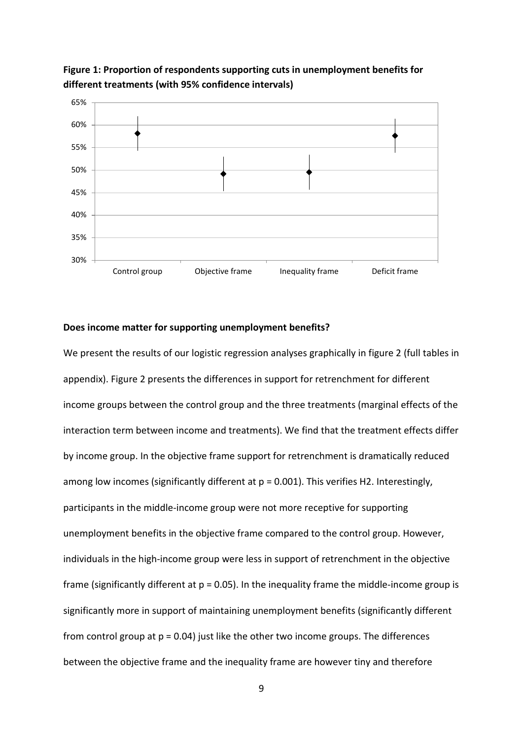**Figure 1: Proportion of respondents supporting cuts in unemployment benefits for different treatments (with 95% confidence intervals)**

**Does income matter for supporting unemployment benefits?**

We present the results of our logistic regression analyses graphically in figure 2 (full tables in appendix). Figure 2 presents the differences in support for retrenchment for different income groups between the control group and the three treatments (marginal effects of the interaction term between income and treatments). We find that the treatment effects differ by income group. In the objective frame support for retrenchment is dramatically reduced among low incomes (significantly different at $p = 0.001$). This verifies H2. Interestingly, participants in the middle-income group were not more receptive for supporting unemployment benefits in the objective frame compared to the control group. However, individuals in the high-income group were less in support of retrenchment in the objective frame (significantly different at $p = 0.05$). In the inequality frame the middle-income group is significantly more in support of maintaining unemployment benefits (significantly different from control group at $p = 0.04$) just like the other two income groups. The differences between the objective frame and the inequality frame are however tiny and therefore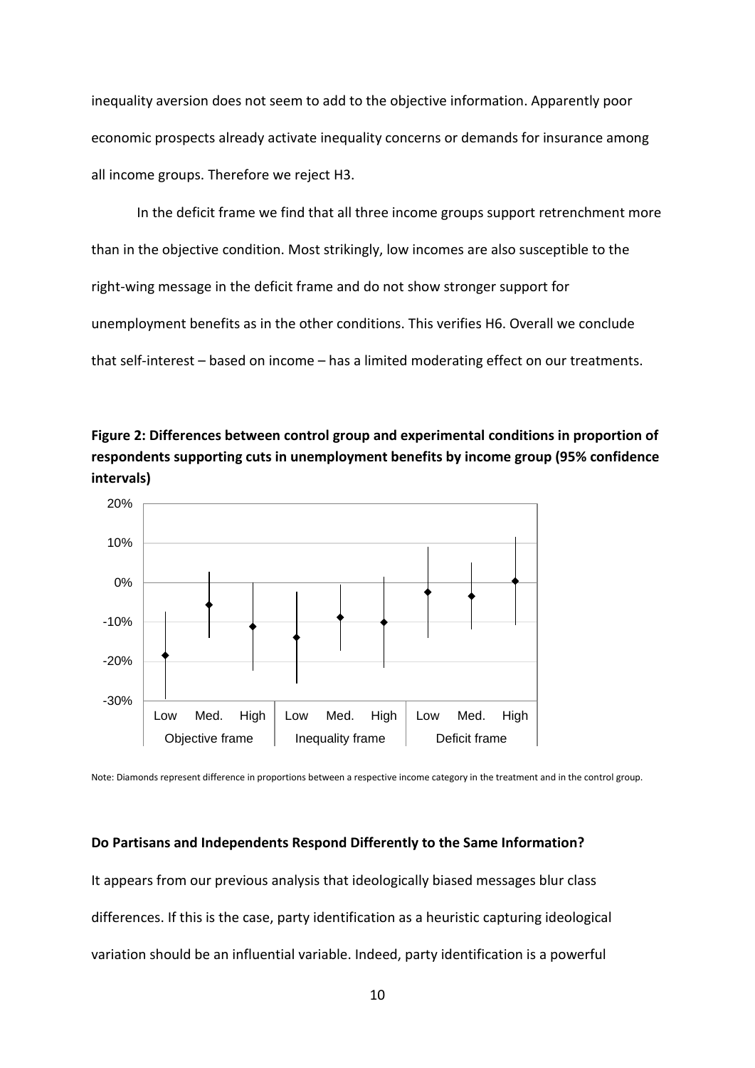inequality aversion does not seem to add to the objective information. Apparently poor economic prospects already activate inequality concerns or demands for insurance among all income groups. Therefore we reject H3.

In the deficit frame we find that all three income groups support retrenchment more than in the objective condition. Most strikingly, low incomes are also susceptible to the right-wing message in the deficit frame and do not show stronger support for unemployment benefits as in the other conditions. This verifies H6. Overall we conclude that self-interest – based on income – has a limited moderating effect on our treatments.

**Figure 2: Differences between control group and experimental conditions in proportion of respondents supporting cuts in unemployment benefits by income group (95% confidence intervals)**

Note: Diamonds represent difference in proportions between a respective income category in the treatment and in the control group.

### Do Partisans and Independents Respond Differently to the Same Information?

It appears from our previous analysis that ideologically biased messages blur class differences. If this is the case, party identification as a heuristic capturing ideological variation should be an influential variable. Indeed, party identification is a powerful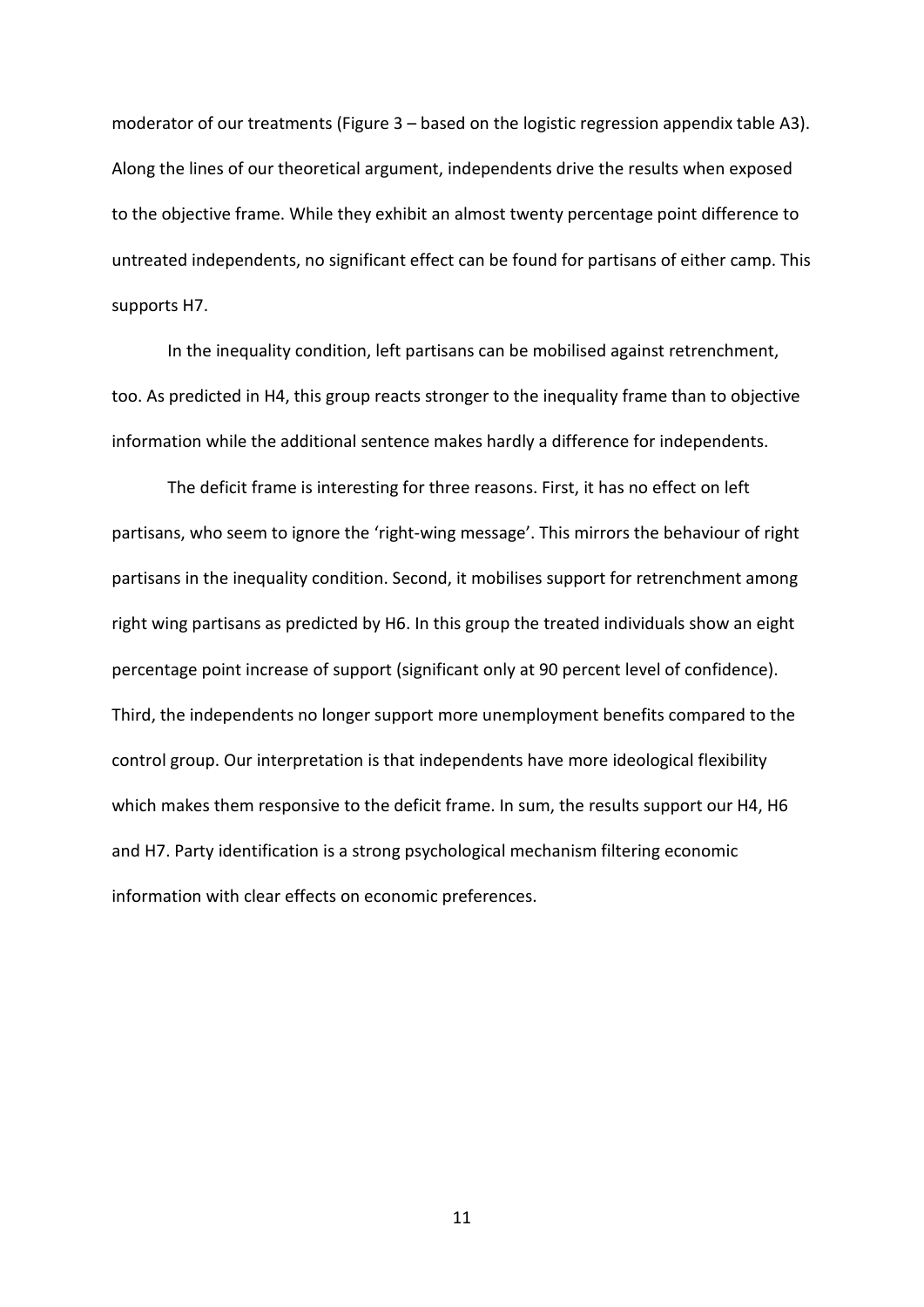moderator of our treatments (Figure 3 – based on the logistic regression appendix table A3). Along the lines of our theoretical argument, independents drive the results when exposed to the objective frame. While they exhibit an almost twenty percentage point difference to untreated independents, no significant effect can be found for partisans of either camp. This supports H7.

In the inequality condition, left partisans can be mobilised against retrenchment, too. As predicted in H4, this group reacts stronger to the inequality frame than to objective information while the additional sentence makes hardly a difference for independents.

The deficit frame is interesting for three reasons. First, it has no effect on left partisans, who seem to ignore the 'right-wing message'. This mirrors the behaviour of right partisans in the inequality condition. Second, it mobilises support for retrenchment among right wing partisans as predicted by H6. In this group the treated individuals show an eight percentage point increase of support (significant only at 90 percent level of confidence). Third, the independents no longer support more unemployment benefits compared to the control group. Our interpretation is that independents have more ideological flexibility which makes them responsive to the deficit frame. In sum, the results support our H4, H6 and H7. Party identification is a strong psychological mechanism filtering economic information with clear effects on economic preferences.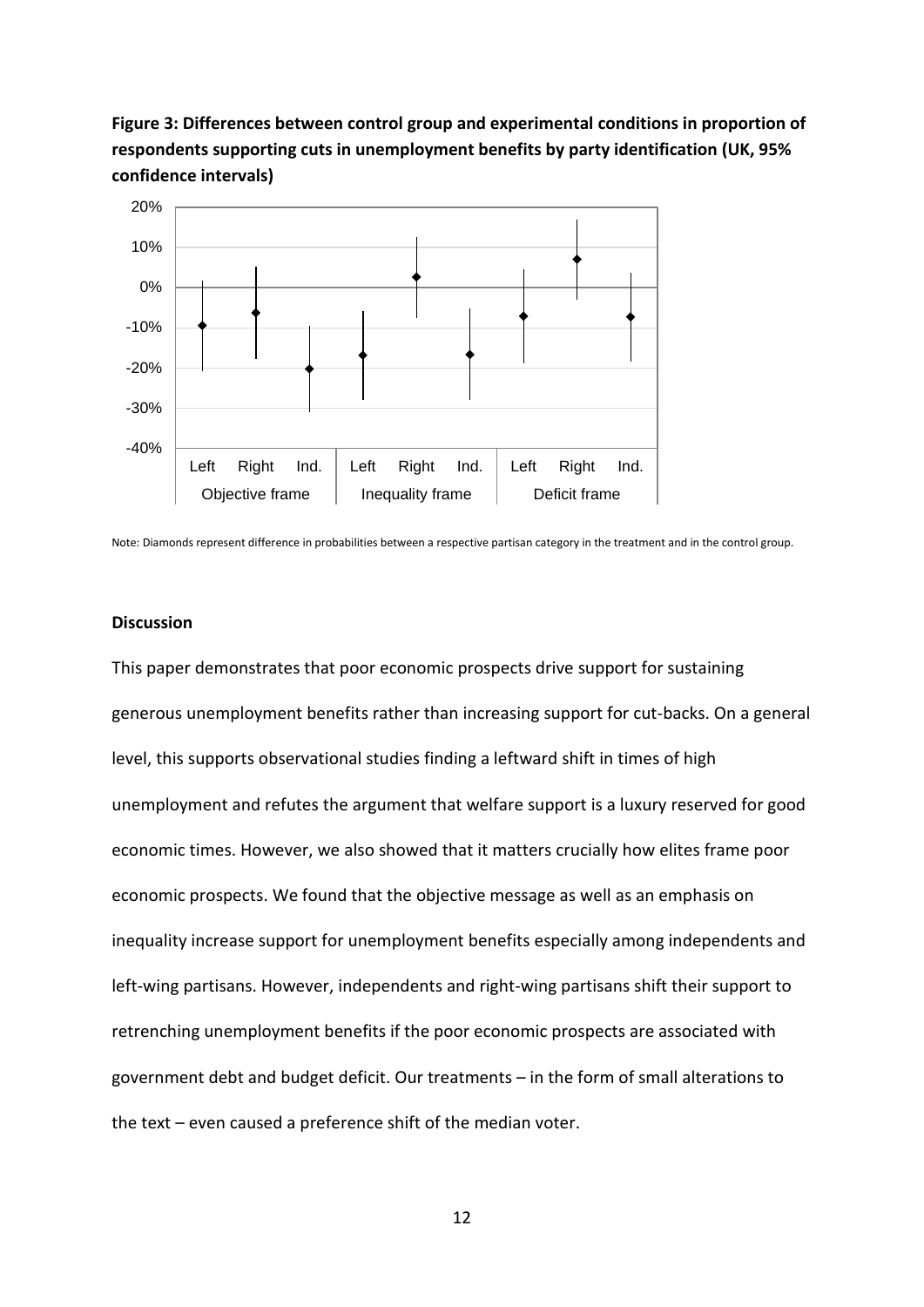**Figure 3: Differences between control group and experimental conditions in proportion of respondents supporting cuts in unemployment benefits by party identification (UK, 95% confidence intervals)**

Note: Diamonds represent difference in probabilities between a respective partisan category in the treatment and in the control group.

**Discussion**

This paper demonstrates that poor economic prospects drive support for sustaining generous unemployment benefits rather than increasing support for cut-backs. On a general level, this supports observational studies finding a leftward shift in times of high unemployment and refutes the argument that welfare support is a luxury reserved for good economic times. However, we also showed that it matters crucially how elites frame poor economic prospects. We found that the objective message as well as an emphasis on inequality increase support for unemployment benefits especially among independents and left-wing partisans. However, independents and right-wing partisans shift their support to retrenching unemployment benefits if the poor economic prospects are associated with government debt and budget deficit. Our treatments – in the form of small alterations to the text – even caused a preference shift of the median voter.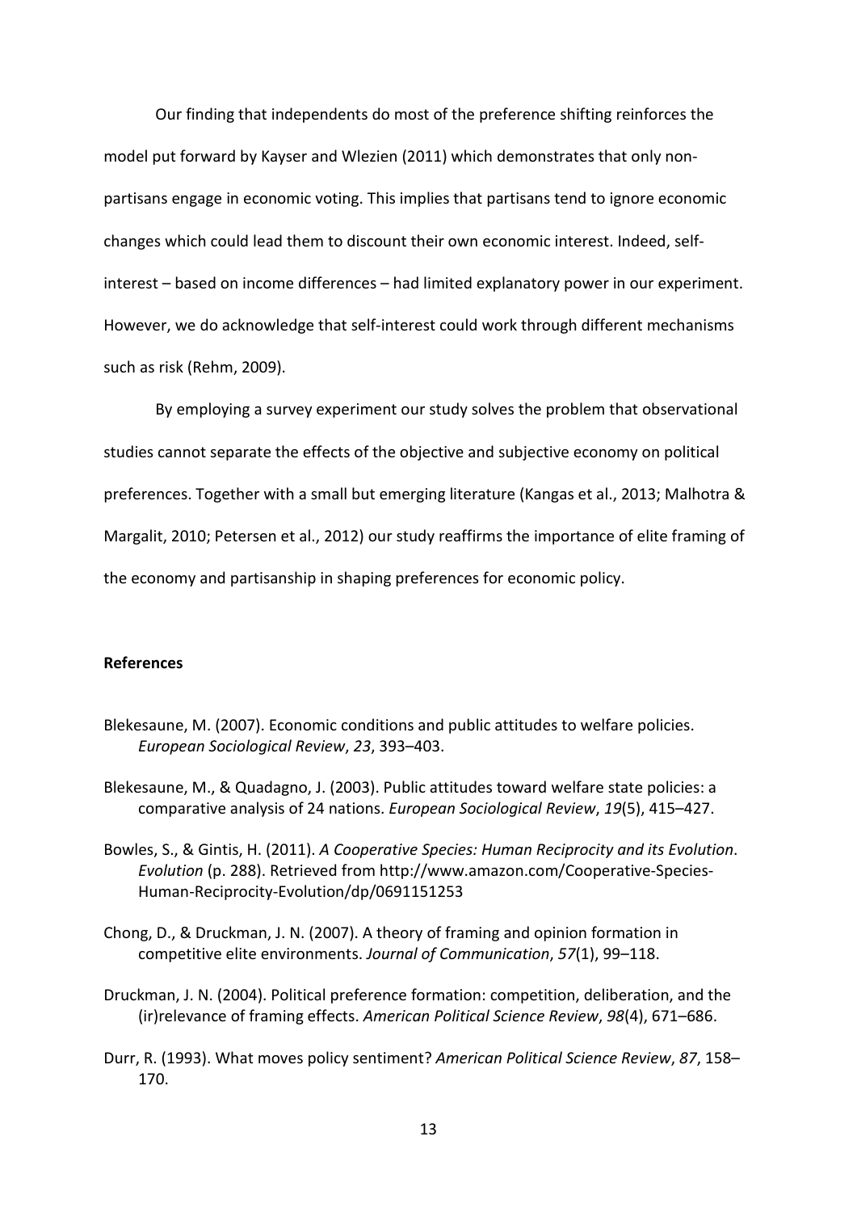Our finding that independents do most of the preference shifting reinforces the model put forward by Kayser and Wlezien (2011) which demonstrates that only non-partisans engage in economic voting. This implies that partisans tend to ignore economic changes which could lead them to discount their own economic interest. Indeed, self-interest – based on income differences – had limited explanatory power in our experiment. However, we do acknowledge that self-interest could work through different mechanisms such as risk (Rehm, 2009).

By employing a survey experiment our study solves the problem that observational studies cannot separate the effects of the objective and subjective economy on political preferences. Together with a small but emerging literature (Kangas et al., 2013; Malhotra & Margalit, 2010; Petersen et al., 2012) our study reaffirms the importance of elite framing of the economy and partisanship in shaping preferences for economic policy.

**References**

Blekesaune, M. (2007). Economic conditions and public attitudes to welfare policies. *European Sociological Review*, *23*, 393–403.

Blekesaune, M., & Quadagno, J. (2003). Public attitudes toward welfare state policies: a comparative analysis of 24 nations. *European Sociological Review*, *19*(5), 415–427.

Bowles, S., & Gintis, H. (2011). *A Cooperative Species: Human Reciprocity and its Evolution*. *Evolution* (p. 288). Retrieved from http://www.amazon.com/Cooperative-Species-Human-Reciprocity-Evolution/dp/0691151253

Chong, D., & Druckman, J. N. (2007). A theory of framing and opinion formation in competitive elite environments. *Journal of Communication*, *57*(1), 99–118.

Druckman, J. N. (2004). Political preference formation: competition, deliberation, and the (ir)relevance of framing effects. *American Political Science Review*, *98*(4), 671–686.

Durr, R. (1993). What moves policy sentiment? *American Political Science Review*, *87*, 158–170.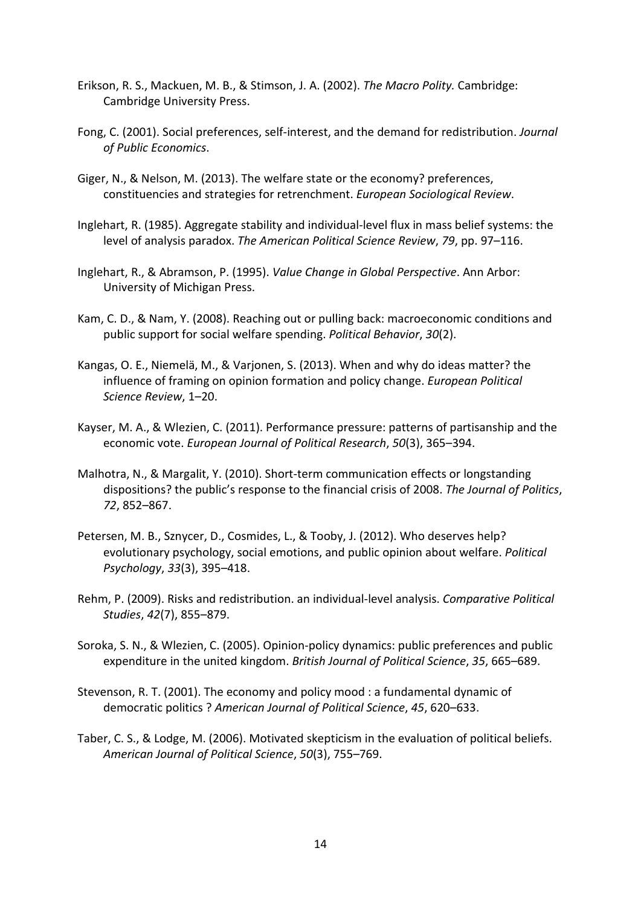Erikson, R. S., Mackuen, M. B., & Stimson, J. A. (2002). *The Macro Polity.* Cambridge: Cambridge University Press.

Fong, C. (2001). Social preferences, self-interest, and the demand for redistribution. *Journal of Public Economics*.

Giger, N., & Nelson, M. (2013). The welfare state or the economy? preferences, constituencies and strategies for retrenchment. *European Sociological Review*.

Inglehart, R. (1985). Aggregate stability and individual-level flux in mass belief systems: the level of analysis paradox. *The American Political Science Review*, *79*, pp. 97–116.

Inglehart, R., & Abramson, P. (1995). *Value Change in Global Perspective*. Ann Arbor: University of Michigan Press.

Kam, C. D., & Nam, Y. (2008). Reaching out or pulling back: macroeconomic conditions and public support for social welfare spending. *Political Behavior*, *30*(2).

Kangas, O. E., Niemelä, M., & Varjonen, S. (2013). When and why do ideas matter? the influence of framing on opinion formation and policy change. *European Political Science Review*, 1–20.

Kayser, M. A., & Wlezien, C. (2011). Performance pressure: patterns of partisanship and the economic vote. *European Journal of Political Research*, *50*(3), 365–394.

Malhotra, N., & Margalit, Y. (2010). Short-term communication effects or longstanding dispositions? the public's response to the financial crisis of 2008. *The Journal of Politics*, *72*, 852–867.

Petersen, M. B., Sznycer, D., Cosmides, L., & Tooby, J. (2012). Who deserves help? evolutionary psychology, social emotions, and public opinion about welfare. *Political Psychology*, *33*(3), 395–418.

Rehm, P. (2009). Risks and redistribution. an individual-level analysis. *Comparative Political Studies*, *42*(7), 855–879.

Soroka, S. N., & Wlezien, C. (2005). Opinion-policy dynamics: public preferences and public expenditure in the united kingdom. *British Journal of Political Science*, *35*, 665–689.

Stevenson, R. T. (2001). The economy and policy mood : a fundamental dynamic of democratic politics ? *American Journal of Political Science*, *45*, 620–633.

Taber, C. S., & Lodge, M. (2006). Motivated skepticism in the evaluation of political beliefs. *American Journal of Political Science*, *50*(3), 755–769.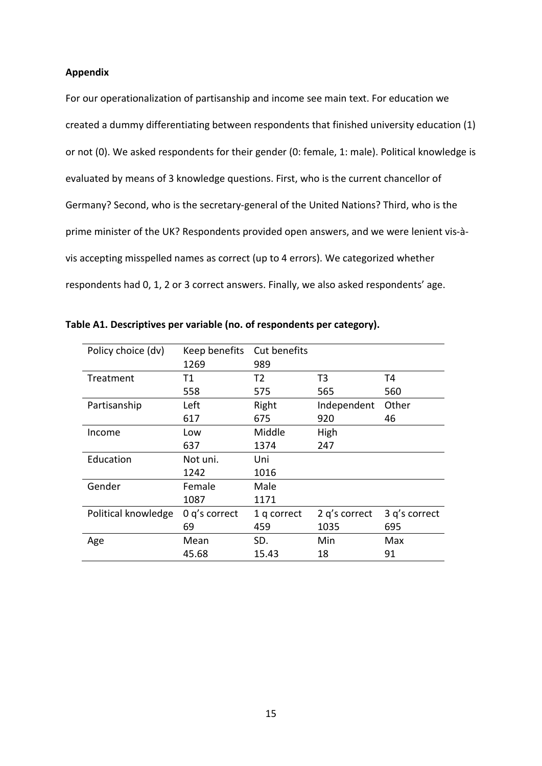**Appendix**

For our operationalization of partisanship and income see main text. For education we created a dummy differentiating between respondents that finished university education (1) or not (0). We asked respondents for their gender (0: female, 1: male). Political knowledge is evaluated by means of 3 knowledge questions. First, who is the current chancellor of Germany? Second, who is the secretary-general of the United Nations? Third, who is the prime minister of the UK? Respondents provided open answers, and we were lenient vis-à-vis accepting misspelled names as correct (up to 4 errors). We categorized whether respondents had 0, 1, 2 or 3 correct answers. Finally, we also asked respondents' age.

**Table A1. Descriptives per variable (no. of respondents per category).**

| | | | | |
|---|---|---|---|---|
| Policy choice (dv) | Keep benefits<br>1269 | Cut benefits<br>989 | | |
| Treatment | T1<br>558 | T2<br>575 | T3<br>565 | T4<br>560 |
| Partisanship | Left<br>617 | Right<br>675 | Independent<br>920 | Other<br>46 |
| Income | Low<br>637 | Middle<br>1374 | High<br>247 | |
| Education | Not uni.<br>1242 | Uni<br>1016 | | |
| Gender | Female<br>1087 | Male<br>1171 | | |
| Political knowledge | 0 q's correct<br>69 | 1 q correct<br>459 | 2 q's correct<br>1035 | 3 q's correct<br>695 |
| Age | Mean<br>45.68 | SD.<br>15.43 | Min<br>18 | Max<br>91 |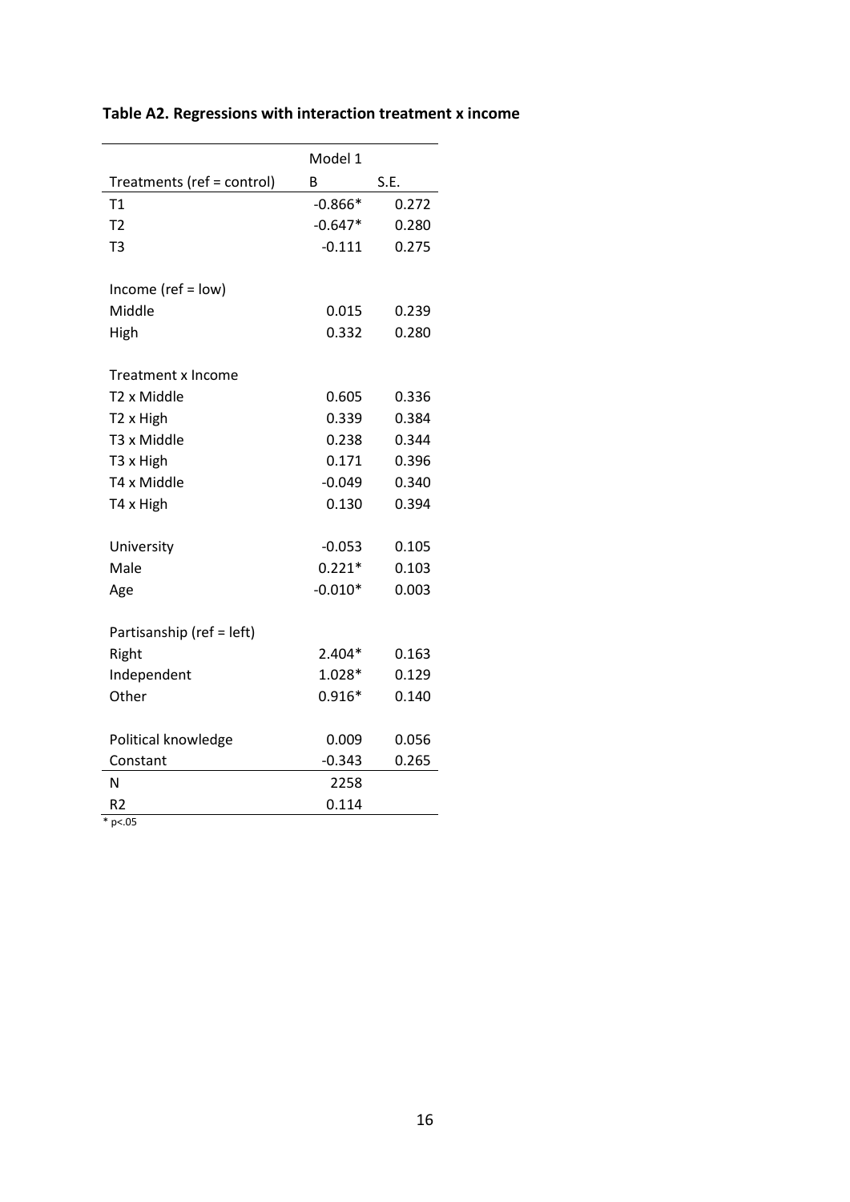**Table A2. Regressions with interaction treatment x income**

| | Model 1 | |
|---|---|---|
| Treatments (ref = control) | B | S.E. |
| T1 | -0.866* | 0.272 |
| T2 | -0.647* | 0.280 |
| T3 | -0.111 | 0.275 |
| | | |
| Income (ref = low) | | |
| Middle | 0.015 | 0.239 |
| High | 0.332 | 0.280 |
| | | |
| Treatment x Income | | |
| T2 x Middle | 0.605 | 0.336 |
| T2 x High | 0.339 | 0.384 |
| T3 x Middle | 0.238 | 0.344 |
| T3 x High | 0.171 | 0.396 |
| T4 x Middle | -0.049 | 0.340 |
| T4 x High | 0.130 | 0.394 |
| | | |
| University | -0.053 | 0.105 |
| Male | 0.221* | 0.103 |
| Age | -0.010* | 0.003 |
| | | |
| Partisanship (ref = left) | | |
| Right | 2.404* | 0.163 |
| Independent | 1.028* | 0.129 |
| Other | 0.916* | 0.140 |
| | | |
| Political knowledge | 0.009 | 0.056 |
| Constant | -0.343 | 0.265 |
| N | 2258 | |
| R2 | 0.114 | |

* p<.05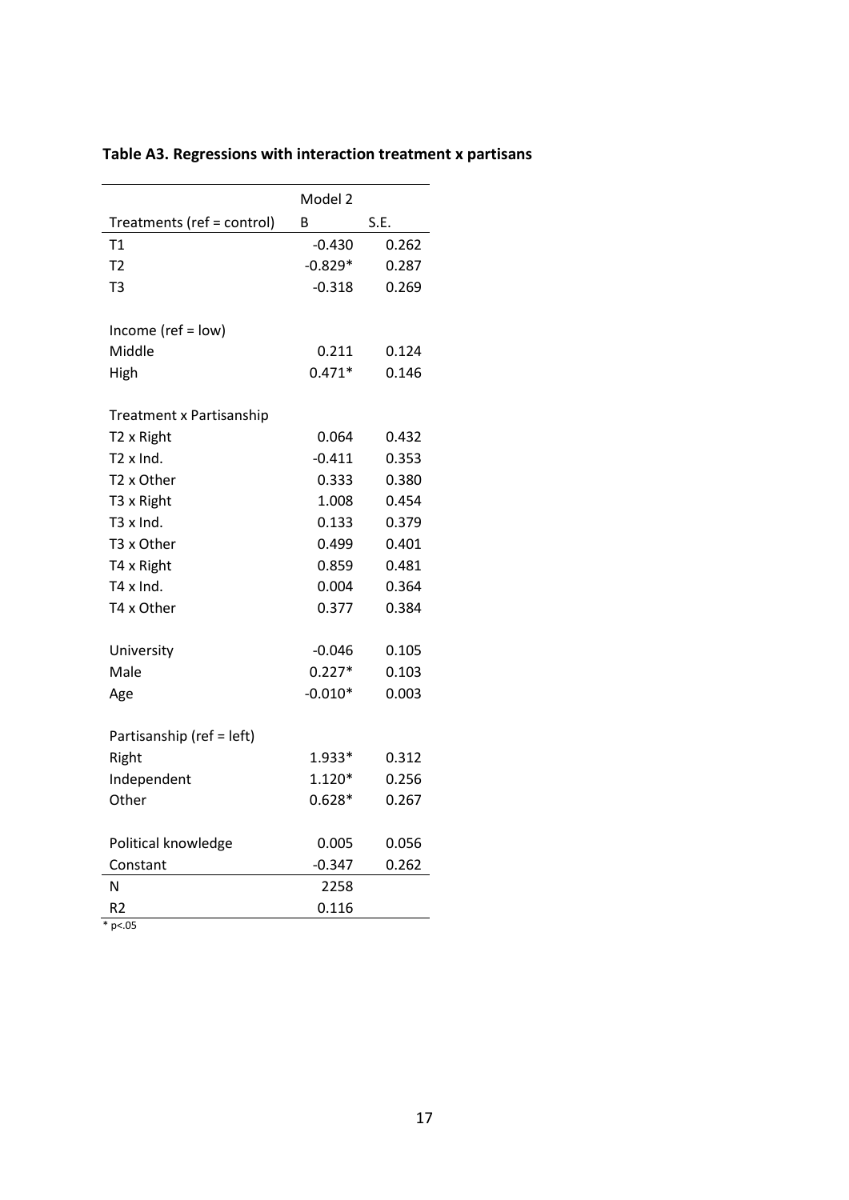**Table A3. Regressions with interaction treatment x partisans**

| | Model 2 | |
|---|---|---|
| Treatments (ref = control) | B | S.E. |
| T1 | -0.430 | 0.262 |
| T2 | -0.829* | 0.287 |
| T3 | -0.318 | 0.269 |
| | | |
| Income (ref = low) | | |
| Middle | 0.211 | 0.124 |
| High | 0.471* | 0.146 |
| | | |
| Treatment x Partisanship | | |
| T2 x Right | 0.064 | 0.432 |
| T2 x Ind. | -0.411 | 0.353 |
| T2 x Other | 0.333 | 0.380 |
| T3 x Right | 1.008 | 0.454 |
| T3 x Ind. | 0.133 | 0.379 |
| T3 x Other | 0.499 | 0.401 |
| T4 x Right | 0.859 | 0.481 |
| T4 x Ind. | 0.004 | 0.364 |
| T4 x Other | 0.377 | 0.384 |
| | | |
| University | -0.046 | 0.105 |
| Male | 0.227* | 0.103 |
| Age | -0.010* | 0.003 |
| | | |
| Partisanship (ref = left) | | |
| Right | 1.933* | 0.312 |
| Independent | 1.120* | 0.256 |
| Other | 0.628* | 0.267 |
| | | |
| Political knowledge | 0.005 | 0.056 |
| Constant | -0.347 | 0.262 |
| N | 2258 | |
| R2 | 0.116 | |

* p<.05